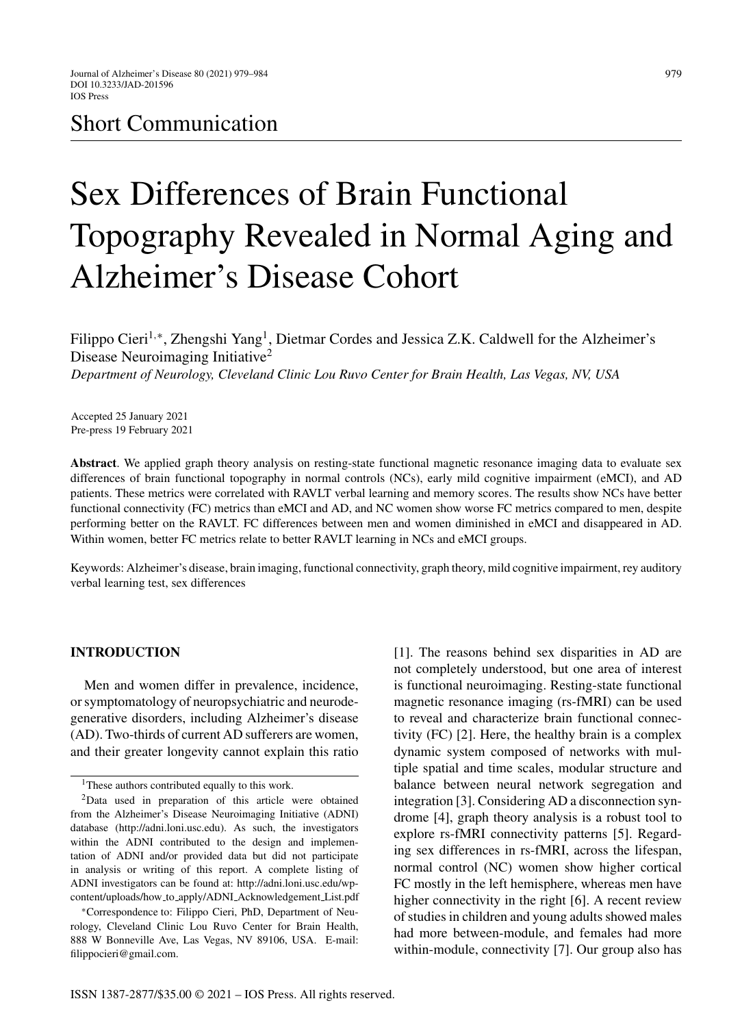Short Communication

# Sex Differences of Brain Functional Topography Revealed in Normal Aging and Alzheimer's Disease Cohort

Filippo Cieri[1,*], Zhengshi Yang[1], Dietmar Cordes and Jessica Z.K. Caldwell for the Alzheimer's Disease Neuroimaging Initiative[2]

*Department of Neurology, Cleveland Clinic Lou Ruvo Center for Brain Health, Las Vegas, NV, USA*

Accepted 25 January 2021
Pre-press 19 February 2021

**Abstract**. We applied graph theory analysis on resting-state functional magnetic resonance imaging data to evaluate sex differences of brain functional topography in normal controls (NCs), early mild cognitive impairment (eMCI), and AD patients. These metrics were correlated with RAVLT verbal learning and memory scores. The results show NCs have better functional connectivity (FC) metrics than eMCI and AD, and NC women show worse FC metrics compared to men, despite performing better on the RAVLT. FC differences between men and women diminished in eMCI and disappeared in AD. Within women, better FC metrics relate to better RAVLT learning in NCs and eMCI groups.

Keywords: Alzheimer's disease, brain imaging, functional connectivity, graph theory, mild cognitive impairment, rey auditory verbal learning test, sex differences

## INTRODUCTION

Men and women differ in prevalence, incidence, or symptomatology of neuropsychiatric and neurodegenerative disorders, including Alzheimer's disease (AD). Two-thirds of current AD sufferers are women, and their greater longevity cannot explain this ratio [1]. The reasons behind sex disparities in AD are not completely understood, but one area of interest is functional neuroimaging. Resting-state functional magnetic resonance imaging (rs-fMRI) can be used to reveal and characterize brain functional connectivity (FC) [2]. Here, the healthy brain is a complex dynamic system composed of networks with multiple spatial and time scales, modular structure and balance between neural network segregation and integration [3]. Considering AD a disconnection syndrome [4], graph theory analysis is a robust tool to explore rs-fMRI connectivity patterns [5]. Regarding sex differences in rs-fMRI, across the lifespan, normal control (NC) women show higher cortical FC mostly in the left hemisphere, whereas men have higher connectivity in the right [6]. A recent review of studies in children and young adults showed males had more between-module, and females had more within-module, connectivity [7]. Our group also has

---

[1] These authors contributed equally to this work.

[2] Data used in preparation of this article were obtained from the Alzheimer's Disease Neuroimaging Initiative (ADNI) database (http://adni.loni.usc.edu). As such, the investigators within the ADNI contributed to the design and implementation of ADNI and/or provided data but did not participate in analysis or writing of this report. A complete listing of ADNI investigators can be found at: http://adni.loni.usc.edu/wp-content/uploads/how_to_apply/ADNI_Acknowledgement_List.pdf

*Correspondence to: Filippo Cieri, PhD, Department of Neurology, Cleveland Clinic Lou Ruvo Center for Brain Health, 888 W Bonneville Ave, Las Vegas, NV 89106, USA. E-mail: filippocieri@gmail.com.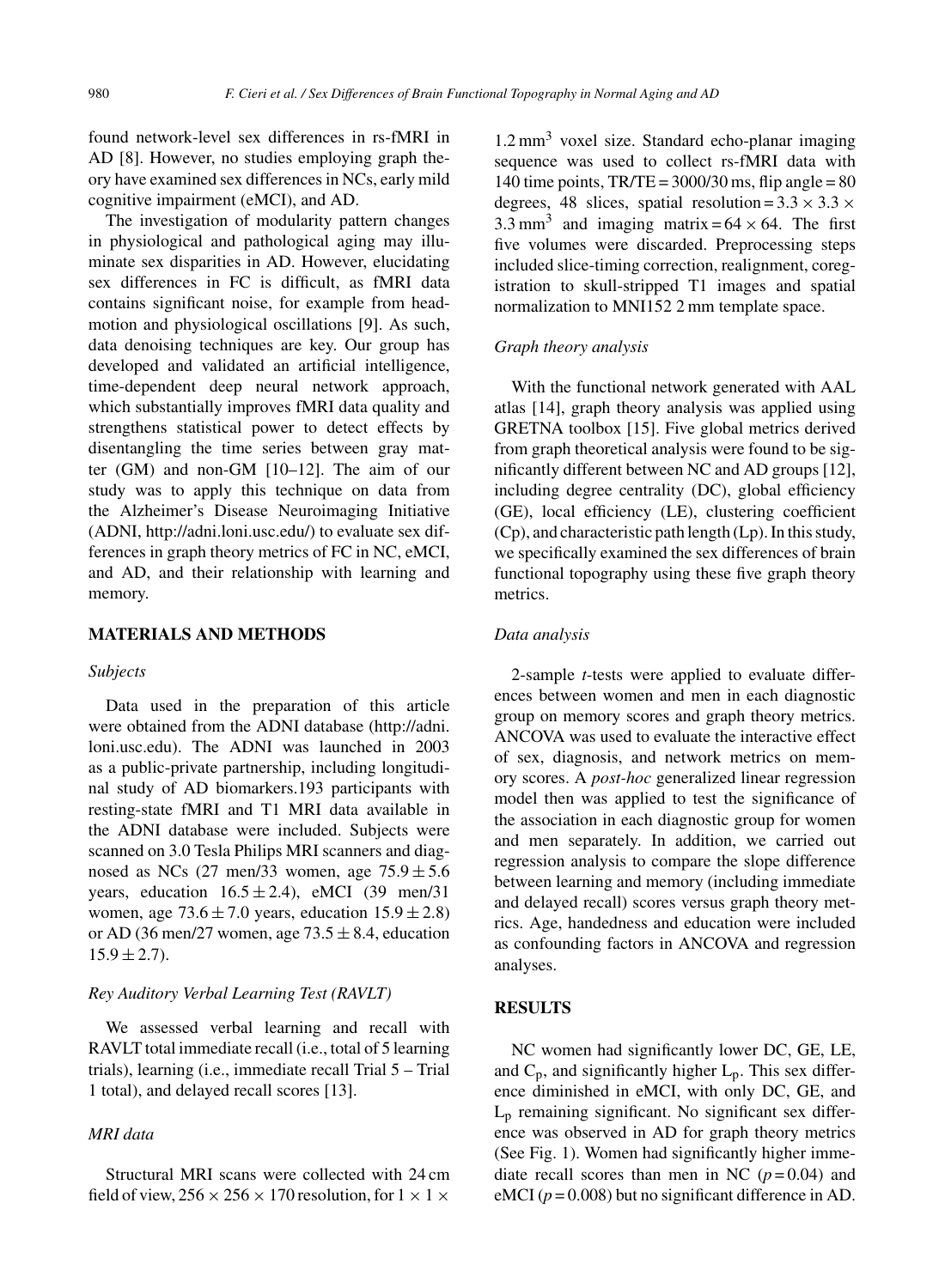found network-level sex differences in rs-fMRI in AD [8]. However, no studies employing graph theory have examined sex differences in NCs, early mild cognitive impairment (eMCI), and AD.

The investigation of modularity pattern changes in physiological and pathological aging may illuminate sex disparities in AD. However, elucidating sex differences in FC is difficult, as fMRI data contains significant noise, for example from head-motion and physiological oscillations [9]. As such, data denoising techniques are key. Our group has developed and validated an artificial intelligence, time-dependent deep neural network approach, which substantially improves fMRI data quality and strengthens statistical power to detect effects by disentangling the time series between gray matter (GM) and non-GM [10–12]. The aim of our study was to apply this technique on data from the Alzheimer's Disease Neuroimaging Initiative (ADNI, http://adni.loni.usc.edu/) to evaluate sex differences in graph theory metrics of FC in NC, eMCI, and AD, and their relationship with learning and memory.

## MATERIALS AND METHODS

### *Subjects*

Data used in the preparation of this article were obtained from the ADNI database (http://adni.loni.usc.edu). The ADNI was launched in 2003 as a public-private partnership, including longitudinal study of AD biomarkers.193 participants with resting-state fMRI and T1 MRI data available in the ADNI database were included. Subjects were scanned on 3.0 Tesla Philips MRI scanners and diagnosed as NCs (27 men/33 women, age $75.9 \pm 5.6$ years, education $16.5 \pm 2.4$), eMCI (39 men/31 women, age $73.6 \pm 7.0$ years, education $15.9 \pm 2.8$) or AD (36 men/27 women, age $73.5 \pm 8.4$, education $15.9 \pm 2.7$).

### *Rey Auditory Verbal Learning Test (RAVLT)*

We assessed verbal learning and recall with RAVLT total immediate recall (i.e., total of 5 learning trials), learning (i.e., immediate recall Trial 5 – Trial 1 total), and delayed recall scores [13].

### *MRI data*

Structural MRI scans were collected with 24 cm field of view, $256 \times 256 \times 170$ resolution, for $1 \times 1 \times 1.2\ \text{mm}^3$ voxel size. Standard echo-planar imaging sequence was used to collect rs-fMRI data with 140 time points, TR/TE = 3000/30 ms, flip angle = 80 degrees, 48 slices, spatial resolution = $3.3 \times 3.3 \times 3.3\ \text{mm}^3$ and imaging matrix = $64 \times 64$. The first five volumes were discarded. Preprocessing steps included slice-timing correction, realignment, coregistration to skull-stripped T1 images and spatial normalization to MNI152 2 mm template space.

### *Graph theory analysis*

With the functional network generated with AAL atlas [14], graph theory analysis was applied using GRETNA toolbox [15]. Five global metrics derived from graph theoretical analysis were found to be significantly different between NC and AD groups [12], including degree centrality (DC), global efficiency (GE), local efficiency (LE), clustering coefficient (Cp), and characteristic path length (Lp). In this study, we specifically examined the sex differences of brain functional topography using these five graph theory metrics.

### *Data analysis*

2-sample *t*-tests were applied to evaluate differences between women and men in each diagnostic group on memory scores and graph theory metrics. ANCOVA was used to evaluate the interactive effect of sex, diagnosis, and network metrics on memory scores. A *post-hoc* generalized linear regression model then was applied to test the significance of the association in each diagnostic group for women and men separately. In addition, we carried out regression analysis to compare the slope difference between learning and memory (including immediate and delayed recall) scores versus graph theory metrics. Age, handedness and education were included as confounding factors in ANCOVA and regression analyses.

## RESULTS

NC women had significantly lower DC, GE, LE, and $C_p$, and significantly higher $L_p$. This sex difference diminished in eMCI, with only DC, GE, and $L_p$ remaining significant. No significant sex difference was observed in AD for graph theory metrics (See Fig. 1). Women had significantly higher immediate recall scores than men in NC ($p = 0.04$) and eMCI ($p = 0.008$) but no significant difference in AD.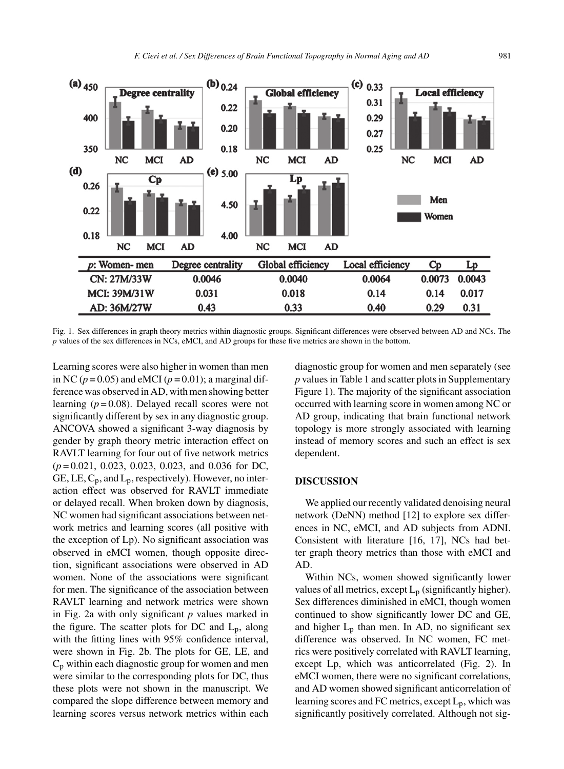| p: Women- men | Degree centrality | Global efficiency | Local efficiency | Cp | Lp |
|---|---|---|---|---|---|
| CN: 27M/33W | 0.0046 | 0.0040 | 0.0064 | 0.0073 | 0.0043 |
| MCI: 39M/31W | 0.031 | 0.018 | 0.14 | 0.14 | 0.017 |
| AD: 36M/27W | 0.43 | 0.33 | 0.40 | 0.29 | 0.31 |

Fig. 1. Sex differences in graph theory metrics within diagnostic groups. Significant differences were observed between AD and NCs. The *p* values of the sex differences in NCs, eMCI, and AD groups for these five metrics are shown in the bottom.

Learning scores were also higher in women than men in NC ($p = 0.05$) and eMCI ($p = 0.01$); a marginal difference was observed in AD, with men showing better learning ($p = 0.08$). Delayed recall scores were not significantly different by sex in any diagnostic group. ANCOVA showed a significant 3-way diagnosis by gender by graph theory metric interaction effect on RAVLT learning for four out of five network metrics ($p = 0.021$, 0.023, 0.023, 0.023, and 0.036 for DC, GE, LE, $C_p$, and $L_p$, respectively). However, no interaction effect was observed for RAVLT immediate or delayed recall. When broken down by diagnosis, NC women had significant associations between network metrics and learning scores (all positive with the exception of Lp). No significant association was observed in eMCI women, though opposite direction, significant associations were observed in AD women. None of the associations were significant for men. The significance of the association between RAVLT learning and network metrics were shown in Fig. 2a with only significant *p* values marked in the figure. The scatter plots for DC and $L_p$, along with the fitting lines with 95% confidence interval, were shown in Fig. 2b. The plots for GE, LE, and $C_p$ within each diagnostic group for women and men were similar to the corresponding plots for DC, thus these plots were not shown in the manuscript. We compared the slope difference between memory and learning scores versus network metrics within each diagnostic group for women and men separately (see *p* values in Table 1 and scatter plots in Supplementary Figure 1). The majority of the significant association occurred with learning score in women among NC or AD group, indicating that brain functional network topology is more strongly associated with learning instead of memory scores and such an effect is sex dependent.

## DISCUSSION

We applied our recently validated denoising neural network (DeNN) method [12] to explore sex differences in NC, eMCI, and AD subjects from ADNI. Consistent with literature [16, 17], NCs had better graph theory metrics than those with eMCI and AD.

Within NCs, women showed significantly lower values of all metrics, except $L_p$ (significantly higher). Sex differences diminished in eMCI, though women continued to show significantly lower DC and GE, and higher $L_p$ than men. In AD, no significant sex difference was observed. In NC women, FC metrics were positively correlated with RAVLT learning, except Lp, which was anticorrelated (Fig. 2). In eMCI women, there were no significant correlations, and AD women showed significant anticorrelation of learning scores and FC metrics, except $L_p$, which was significantly positively correlated. Although not sig-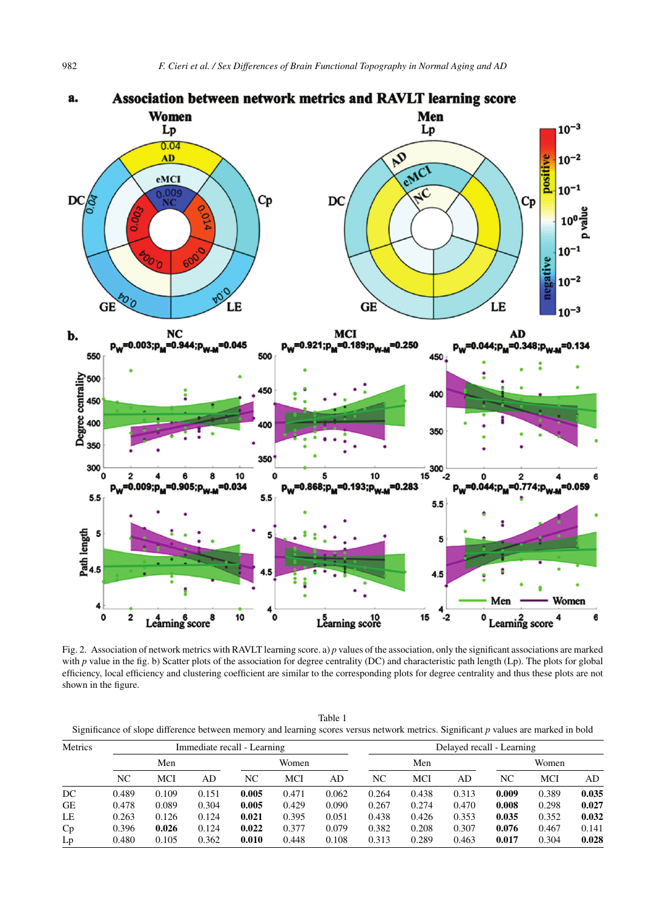Fig. 2. Association of network metrics with RAVLT learning score. a) $p$ values of the association, only the significant associations are marked with $p$ value in the fig. b) Scatter plots of the association for degree centrality (DC) and characteristic path length (Lp). The plots for global efficiency, local efficiency and clustering coefficient are similar to the corresponding plots for degree centrality and thus these plots are not shown in the figure.

Table 1

Significance of slope difference between memory and learning scores versus network metrics. Significant $p$ values are marked in bold

| Metrics | Immediate recall - Learning | | | | | | Delayed recall - Learning | | | | | |
|---|---|---|---|---|---|---|---|---|---|---|---|---|
| | Men | | | Women | | | Men | | | Women | | |
| | NC | MCI | AD | NC | MCI | AD | NC | MCI | AD | NC | MCI | AD |
| DC | 0.489 | 0.109 | 0.151 | **0.005** | 0.471 | 0.062 | 0.264 | 0.438 | 0.313 | **0.009** | 0.389 | **0.035** |
| GE | 0.478 | 0.089 | 0.304 | **0.005** | 0.429 | 0.090 | 0.267 | 0.274 | 0.470 | **0.008** | 0.298 | **0.027** |
| LE | 0.263 | 0.126 | 0.124 | **0.021** | 0.395 | 0.051 | 0.438 | 0.426 | 0.353 | **0.035** | 0.352 | **0.032** |
| Cp | 0.396 | **0.026** | 0.124 | **0.022** | 0.377 | 0.079 | 0.382 | 0.208 | 0.307 | **0.076** | 0.467 | 0.141 |
| Lp | 0.480 | 0.105 | 0.362 | **0.010** | 0.448 | 0.108 | 0.313 | 0.289 | 0.463 | **0.017** | 0.304 | **0.028** |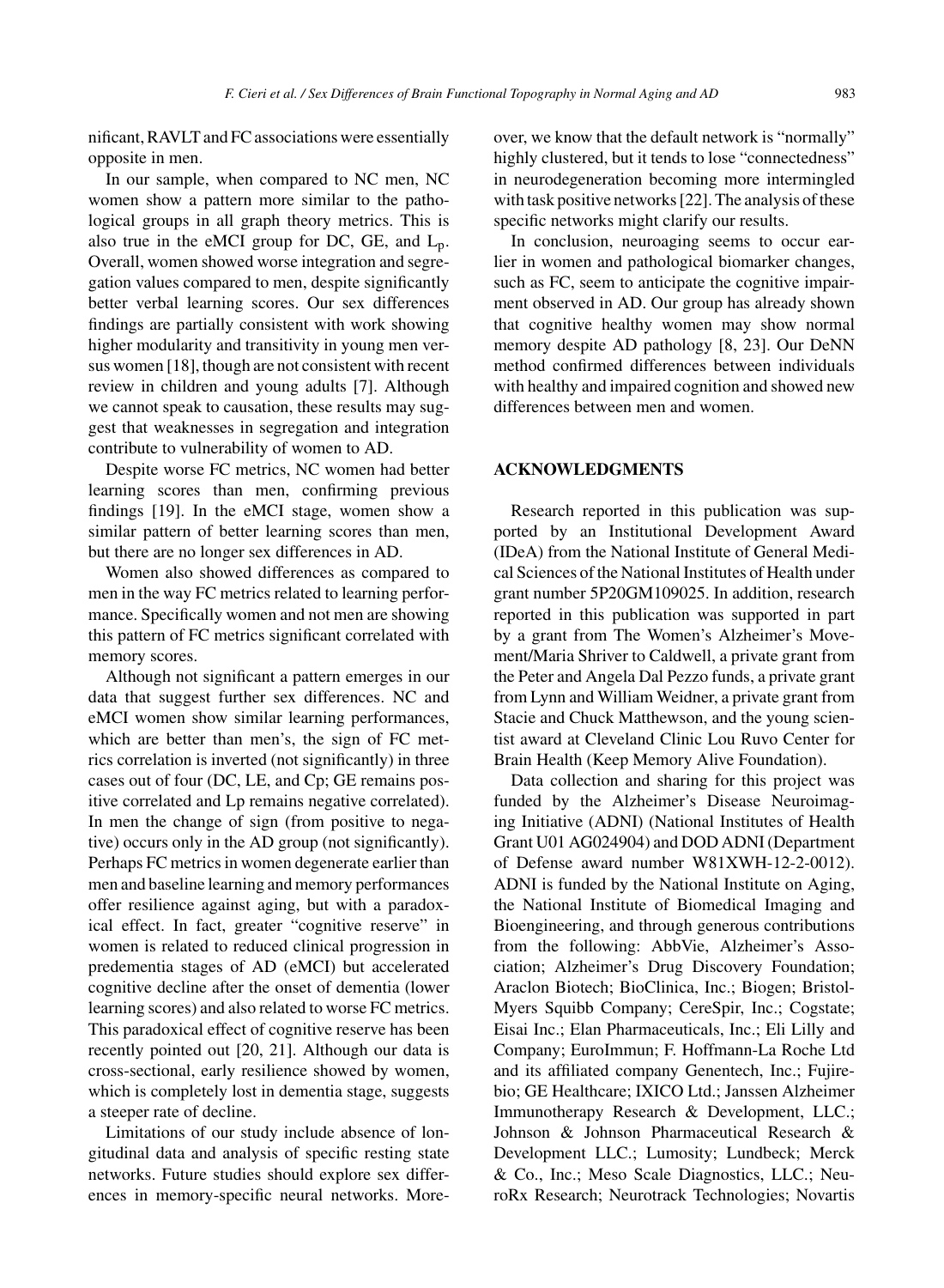nificant, RAVLT and FC associations were essentially opposite in men.

In our sample, when compared to NC men, NC women show a pattern more similar to the pathological groups in all graph theory metrics. This is also true in the eMCI group for DC, GE, and $L_p$. Overall, women showed worse integration and segregation values compared to men, despite significantly better verbal learning scores. Our sex differences findings are partially consistent with work showing higher modularity and transitivity in young men versus women [18], though are not consistent with recent review in children and young adults [7]. Although we cannot speak to causation, these results may suggest that weaknesses in segregation and integration contribute to vulnerability of women to AD.

Despite worse FC metrics, NC women had better learning scores than men, confirming previous findings [19]. In the eMCI stage, women show a similar pattern of better learning scores than men, but there are no longer sex differences in AD.

Women also showed differences as compared to men in the way FC metrics related to learning performance. Specifically women and not men are showing this pattern of FC metrics significant correlated with memory scores.

Although not significant a pattern emerges in our data that suggest further sex differences. NC and eMCI women show similar learning performances, which are better than men's, the sign of FC metrics correlation is inverted (not significantly) in three cases out of four (DC, LE, and Cp; GE remains positive correlated and Lp remains negative correlated). In men the change of sign (from positive to negative) occurs only in the AD group (not significantly). Perhaps FC metrics in women degenerate earlier than men and baseline learning and memory performances offer resilience against aging, but with a paradoxical effect. In fact, greater "cognitive reserve" in women is related to reduced clinical progression in predementia stages of AD (eMCI) but accelerated cognitive decline after the onset of dementia (lower learning scores) and also related to worse FC metrics. This paradoxical effect of cognitive reserve has been recently pointed out [20, 21]. Although our data is cross-sectional, early resilience showed by women, which is completely lost in dementia stage, suggests a steeper rate of decline.

Limitations of our study include absence of longitudinal data and analysis of specific resting state networks. Future studies should explore sex differences in memory-specific neural networks. Moreover, we know that the default network is "normally" highly clustered, but it tends to lose "connectedness" in neurodegeneration becoming more intermingled with task positive networks [22]. The analysis of these specific networks might clarify our results.

In conclusion, neuroaging seems to occur earlier in women and pathological biomarker changes, such as FC, seem to anticipate the cognitive impairment observed in AD. Our group has already shown that cognitive healthy women may show normal memory despite AD pathology [8, 23]. Our DeNN method confirmed differences between individuals with healthy and impaired cognition and showed new differences between men and women.

## ACKNOWLEDGMENTS

Research reported in this publication was supported by an Institutional Development Award (IDeA) from the National Institute of General Medical Sciences of the National Institutes of Health under grant number 5P20GM109025. In addition, research reported in this publication was supported in part by a grant from The Women's Alzheimer's Movement/Maria Shriver to Caldwell, a private grant from the Peter and Angela Dal Pezzo funds, a private grant from Lynn and William Weidner, a private grant from Stacie and Chuck Matthewson, and the young scientist award at Cleveland Clinic Lou Ruvo Center for Brain Health (Keep Memory Alive Foundation).

Data collection and sharing for this project was funded by the Alzheimer's Disease Neuroimaging Initiative (ADNI) (National Institutes of Health Grant U01 AG024904) and DOD ADNI (Department of Defense award number W81XWH-12-2-0012). ADNI is funded by the National Institute on Aging, the National Institute of Biomedical Imaging and Bioengineering, and through generous contributions from the following: AbbVie, Alzheimer's Association; Alzheimer's Drug Discovery Foundation; Araclon Biotech; BioClinica, Inc.; Biogen; Bristol-Myers Squibb Company; CereSpir, Inc.; Cogstate; Eisai Inc.; Elan Pharmaceuticals, Inc.; Eli Lilly and Company; EuroImmun; F. Hoffmann-La Roche Ltd and its affiliated company Genentech, Inc.; Fujirebio; GE Healthcare; IXICO Ltd.; Janssen Alzheimer Immunotherapy Research & Development, LLC.; Johnson & Johnson Pharmaceutical Research & Development LLC.; Lumosity; Lundbeck; Merck & Co., Inc.; Meso Scale Diagnostics, LLC.; NeuroRx Research; Neurotrack Technologies; Novartis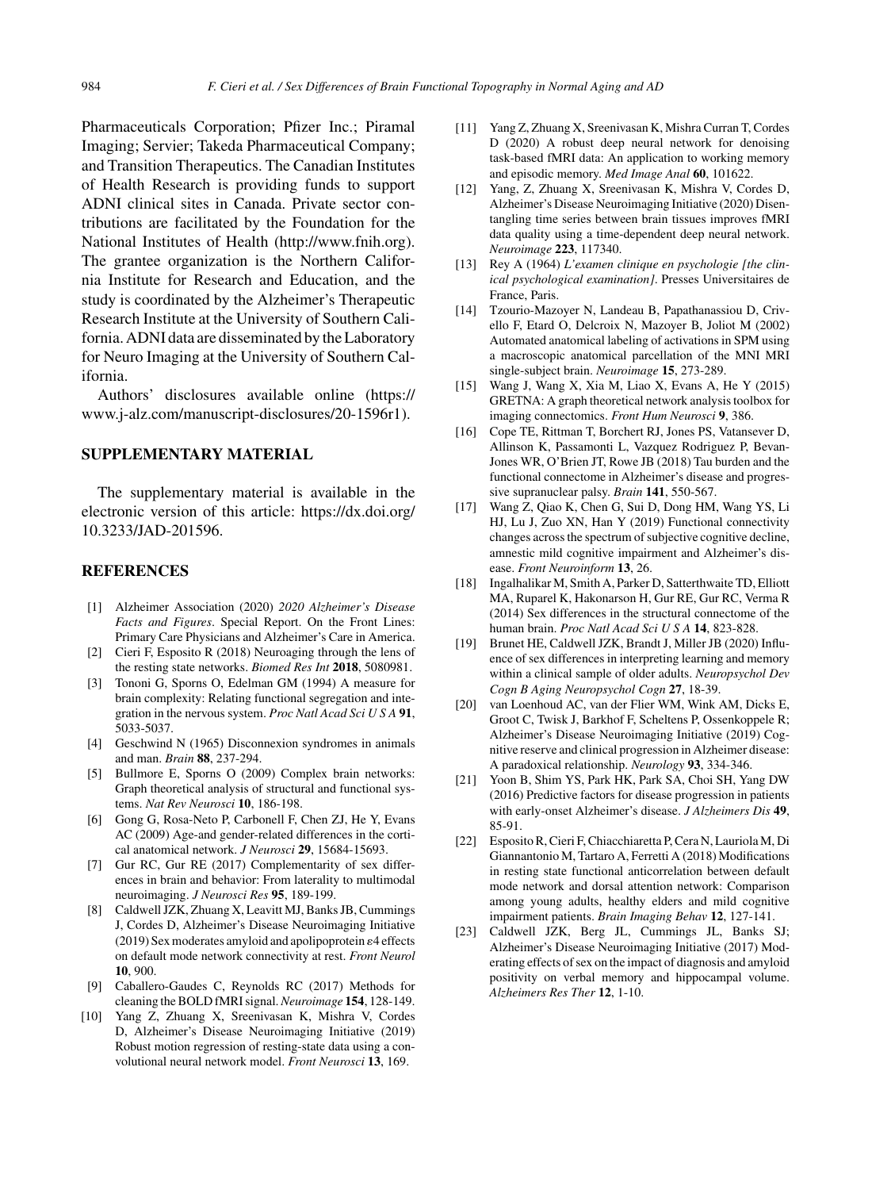Pharmaceuticals Corporation; Pfizer Inc.; Piramal Imaging; Servier; Takeda Pharmaceutical Company; and Transition Therapeutics. The Canadian Institutes of Health Research is providing funds to support ADNI clinical sites in Canada. Private sector contributions are facilitated by the Foundation for the National Institutes of Health (http://www.fnih.org). The grantee organization is the Northern California Institute for Research and Education, and the study is coordinated by the Alzheimer's Therapeutic Research Institute at the University of Southern California. ADNI data are disseminated by the Laboratory for Neuro Imaging at the University of Southern California.

Authors' disclosures available online (https://www.j-alz.com/manuscript-disclosures/20-1596r1).

## SUPPLEMENTARY MATERIAL

The supplementary material is available in the electronic version of this article: https://dx.doi.org/10.3233/JAD-201596.

## REFERENCES

- [1] Alzheimer Association (2020) *2020 Alzheimer's Disease Facts and Figures*. Special Report. On the Front Lines: Primary Care Physicians and Alzheimer's Care in America.
- [2] Cieri F, Esposito R (2018) Neuroaging through the lens of the resting state networks. *Biomed Res Int* **2018**, 5080981.
- [3] Tononi G, Sporns O, Edelman GM (1994) A measure for brain complexity: Relating functional segregation and integration in the nervous system. *Proc Natl Acad Sci U S A* **91**, 5033-5037.
- [4] Geschwind N (1965) Disconnexion syndromes in animals and man. *Brain* **88**, 237-294.
- [5] Bullmore E, Sporns O (2009) Complex brain networks: Graph theoretical analysis of structural and functional systems. *Nat Rev Neurosci* **10**, 186-198.
- [6] Gong G, Rosa-Neto P, Carbonell F, Chen ZJ, He Y, Evans AC (2009) Age-and gender-related differences in the cortical anatomical network. *J Neurosci* **29**, 15684-15693.
- [7] Gur RC, Gur RE (2017) Complementarity of sex differences in brain and behavior: From laterality to multimodal neuroimaging. *J Neurosci Res* **95**, 189-199.
- [8] Caldwell JZK, Zhuang X, Leavitt MJ, Banks JB, Cummings J, Cordes D, Alzheimer's Disease Neuroimaging Initiative (2019) Sex moderates amyloid and apolipoprotein ε4 effects on default mode network connectivity at rest. *Front Neurol* **10**, 900.
- [9] Caballero-Gaudes C, Reynolds RC (2017) Methods for cleaning the BOLD fMRI signal. *Neuroimage* **154**, 128-149.
- [10] Yang Z, Zhuang X, Sreenivasan K, Mishra V, Cordes D, Alzheimer's Disease Neuroimaging Initiative (2019) Robust motion regression of resting-state data using a convolutional neural network model. *Front Neurosci* **13**, 169.
- [11] Yang Z, Zhuang X, Sreenivasan K, Mishra Curran T, Cordes D (2020) A robust deep neural network for denoising task-based fMRI data: An application to working memory and episodic memory. *Med Image Anal* **60**, 101622.
- [12] Yang, Z, Zhuang X, Sreenivasan K, Mishra V, Cordes D, Alzheimer's Disease Neuroimaging Initiative (2020) Disentangling time series between brain tissues improves fMRI data quality using a time-dependent deep neural network. *Neuroimage* **223**, 117340.
- [13] Rey A (1964) *L'examen clinique en psychologie [the clinical psychological examination]*. Presses Universitaires de France, Paris.
- [14] Tzourio-Mazoyer N, Landeau B, Papathanassiou D, Crivello F, Etard O, Delcroix N, Mazoyer B, Joliot M (2002) Automated anatomical labeling of activations in SPM using a macroscopic anatomical parcellation of the MNI MRI single-subject brain. *Neuroimage* **15**, 273-289.
- [15] Wang J, Wang X, Xia M, Liao X, Evans A, He Y (2015) GRETNA: A graph theoretical network analysis toolbox for imaging connectomics. *Front Hum Neurosci* **9**, 386.
- [16] Cope TE, Rittman T, Borchert RJ, Jones PS, Vatansever D, Allinson K, Passamonti L, Vazquez Rodriguez P, Bevan-Jones WR, O'Brien JT, Rowe JB (2018) Tau burden and the functional connectome in Alzheimer's disease and progressive supranuclear palsy. *Brain* **141**, 550-567.
- [17] Wang Z, Qiao K, Chen G, Sui D, Dong HM, Wang YS, Li HJ, Lu J, Zuo XN, Han Y (2019) Functional connectivity changes across the spectrum of subjective cognitive decline, amnestic mild cognitive impairment and Alzheimer's disease. *Front Neuroinform* **13**, 26.
- [18] Ingalhalikar M, Smith A, Parker D, Satterthwaite TD, Elliott MA, Ruparel K, Hakonarson H, Gur RE, Gur RC, Verma R (2014) Sex differences in the structural connectome of the human brain. *Proc Natl Acad Sci U S A* **14**, 823-828.
- [19] Brunet HE, Caldwell JZK, Brandt J, Miller JB (2020) Influence of sex differences in interpreting learning and memory within a clinical sample of older adults. *Neuropsychol Dev Cogn B Aging Neuropsychol Cogn* **27**, 18-39.
- [20] van Loenhoud AC, van der Flier WM, Wink AM, Dicks E, Groot C, Twisk J, Barkhof F, Scheltens P, Ossenkoppele R; Alzheimer's Disease Neuroimaging Initiative (2019) Cognitive reserve and clinical progression in Alzheimer disease: A paradoxical relationship. *Neurology* **93**, 334-346.
- [21] Yoon B, Shim YS, Park HK, Park SA, Choi SH, Yang DW (2016) Predictive factors for disease progression in patients with early-onset Alzheimer's disease. *J Alzheimers Dis* **49**, 85-91.
- [22] Esposito R, Cieri F, Chiacchiaretta P, Cera N, Lauriola M, Di Giannantonio M, Tartaro A, Ferretti A (2018) Modifications in resting state functional anticorrelation between default mode network and dorsal attention network: Comparison among young adults, healthy elders and mild cognitive impairment patients. *Brain Imaging Behav* **12**, 127-141.
- [23] Caldwell JZK, Berg JL, Cummings JL, Banks SJ; Alzheimer's Disease Neuroimaging Initiative (2017) Moderating effects of sex on the impact of diagnosis and amyloid positivity on verbal memory and hippocampal volume. *Alzheimers Res Ther* **12**, 1-10.